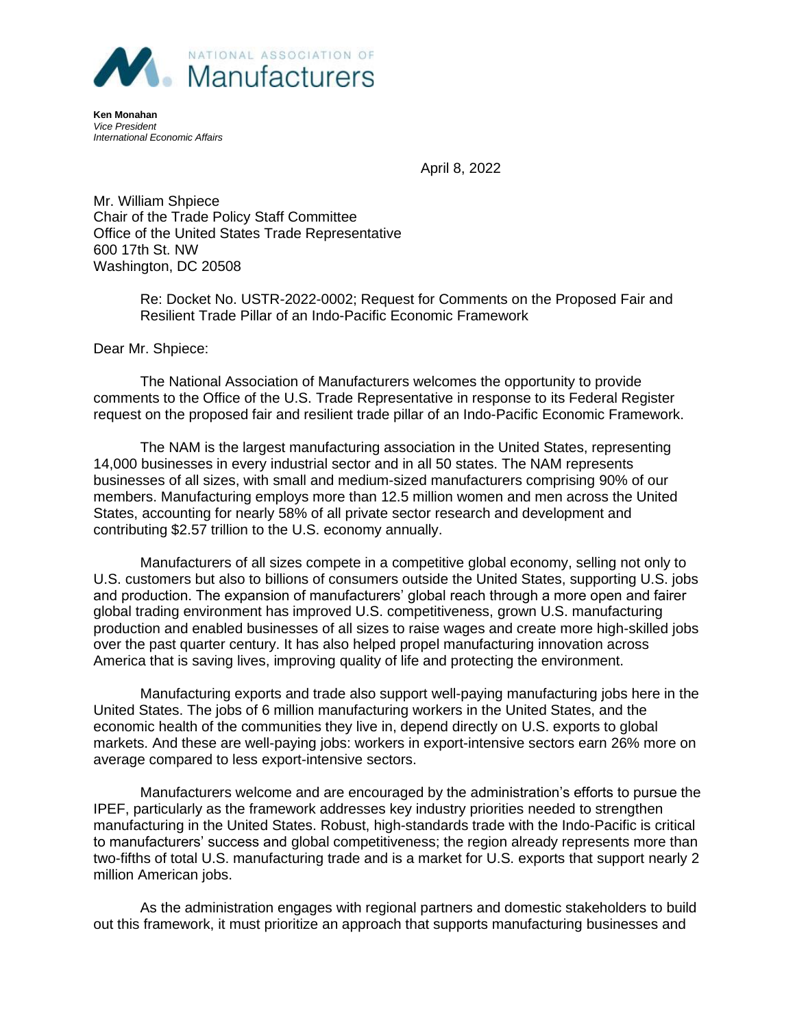NATIONAL ASSOCIATION OF Manufacturers

**Ken Monahan**
*Vice President*
*International Economic Affairs*

April 8, 2022

Mr. William Shpiece
Chair of the Trade Policy Staff Committee
Office of the United States Trade Representative
600 17th St. NW
Washington, DC 20508

Re: Docket No. USTR-2022-0002; Request for Comments on the Proposed Fair and Resilient Trade Pillar of an Indo-Pacific Economic Framework

Dear Mr. Shpiece:

The National Association of Manufacturers welcomes the opportunity to provide comments to the Office of the U.S. Trade Representative in response to its Federal Register request on the proposed fair and resilient trade pillar of an Indo-Pacific Economic Framework.

The NAM is the largest manufacturing association in the United States, representing 14,000 businesses in every industrial sector and in all 50 states. The NAM represents businesses of all sizes, with small and medium-sized manufacturers comprising 90% of our members. Manufacturing employs more than 12.5 million women and men across the United States, accounting for nearly 58% of all private sector research and development and contributing $2.57 trillion to the U.S. economy annually.

Manufacturers of all sizes compete in a competitive global economy, selling not only to U.S. customers but also to billions of consumers outside the United States, supporting U.S. jobs and production. The expansion of manufacturers' global reach through a more open and fairer global trading environment has improved U.S. competitiveness, grown U.S. manufacturing production and enabled businesses of all sizes to raise wages and create more high-skilled jobs over the past quarter century. It has also helped propel manufacturing innovation across America that is saving lives, improving quality of life and protecting the environment.

Manufacturing exports and trade also support well-paying manufacturing jobs here in the United States. The jobs of 6 million manufacturing workers in the United States, and the economic health of the communities they live in, depend directly on U.S. exports to global markets. And these are well-paying jobs: workers in export-intensive sectors earn 26% more on average compared to less export-intensive sectors.

Manufacturers welcome and are encouraged by the administration's efforts to pursue the IPEF, particularly as the framework addresses key industry priorities needed to strengthen manufacturing in the United States. Robust, high-standards trade with the Indo-Pacific is critical to manufacturers' success and global competitiveness; the region already represents more than two-fifths of total U.S. manufacturing trade and is a market for U.S. exports that support nearly 2 million American jobs.

As the administration engages with regional partners and domestic stakeholders to build out this framework, it must prioritize an approach that supports manufacturing businesses and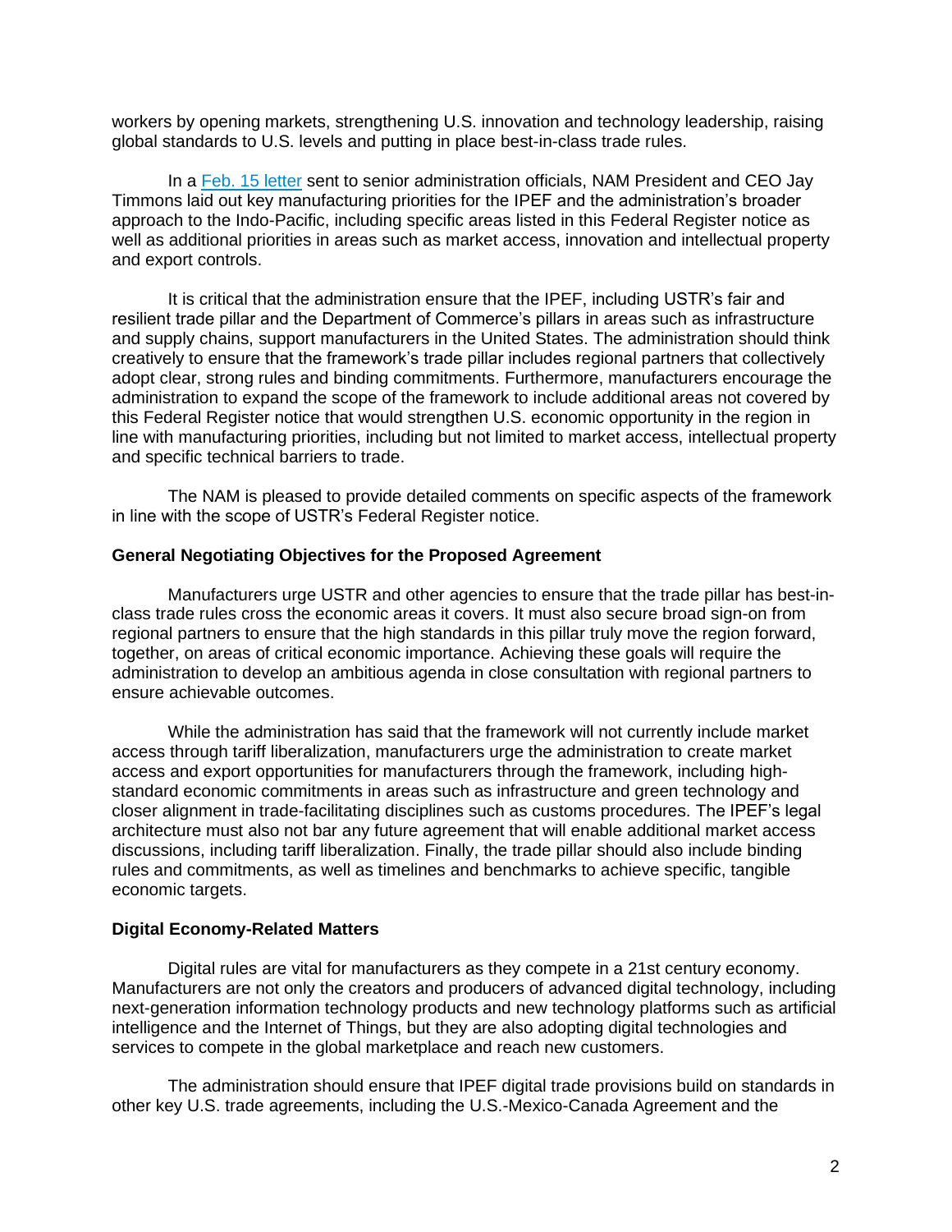workers by opening markets, strengthening U.S. innovation and technology leadership, raising global standards to U.S. levels and putting in place best-in-class trade rules.

In a [Feb. 15 letter](#) sent to senior administration officials, NAM President and CEO Jay Timmons laid out key manufacturing priorities for the IPEF and the administration's broader approach to the Indo-Pacific, including specific areas listed in this Federal Register notice as well as additional priorities in areas such as market access, innovation and intellectual property and export controls.

It is critical that the administration ensure that the IPEF, including USTR's fair and resilient trade pillar and the Department of Commerce's pillars in areas such as infrastructure and supply chains, support manufacturers in the United States. The administration should think creatively to ensure that the framework's trade pillar includes regional partners that collectively adopt clear, strong rules and binding commitments. Furthermore, manufacturers encourage the administration to expand the scope of the framework to include additional areas not covered by this Federal Register notice that would strengthen U.S. economic opportunity in the region in line with manufacturing priorities, including but not limited to market access, intellectual property and specific technical barriers to trade.

The NAM is pleased to provide detailed comments on specific aspects of the framework in line with the scope of USTR's Federal Register notice.

### General Negotiating Objectives for the Proposed Agreement

Manufacturers urge USTR and other agencies to ensure that the trade pillar has best-in-class trade rules cross the economic areas it covers. It must also secure broad sign-on from regional partners to ensure that the high standards in this pillar truly move the region forward, together, on areas of critical economic importance. Achieving these goals will require the administration to develop an ambitious agenda in close consultation with regional partners to ensure achievable outcomes.

While the administration has said that the framework will not currently include market access through tariff liberalization, manufacturers urge the administration to create market access and export opportunities for manufacturers through the framework, including high-standard economic commitments in areas such as infrastructure and green technology and closer alignment in trade-facilitating disciplines such as customs procedures. The IPEF's legal architecture must also not bar any future agreement that will enable additional market access discussions, including tariff liberalization. Finally, the trade pillar should also include binding rules and commitments, as well as timelines and benchmarks to achieve specific, tangible economic targets.

### Digital Economy-Related Matters

Digital rules are vital for manufacturers as they compete in a 21st century economy. Manufacturers are not only the creators and producers of advanced digital technology, including next-generation information technology products and new technology platforms such as artificial intelligence and the Internet of Things, but they are also adopting digital technologies and services to compete in the global marketplace and reach new customers.

The administration should ensure that IPEF digital trade provisions build on standards in other key U.S. trade agreements, including the U.S.-Mexico-Canada Agreement and the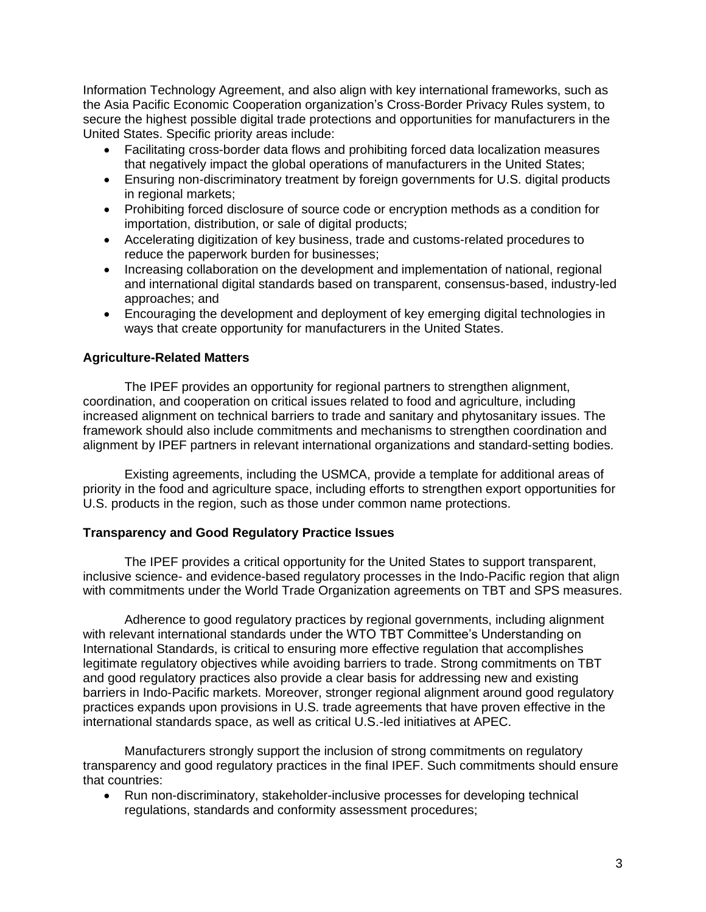Information Technology Agreement, and also align with key international frameworks, such as the Asia Pacific Economic Cooperation organization's Cross-Border Privacy Rules system, to secure the highest possible digital trade protections and opportunities for manufacturers in the United States. Specific priority areas include:

- Facilitating cross-border data flows and prohibiting forced data localization measures that negatively impact the global operations of manufacturers in the United States;
- Ensuring non-discriminatory treatment by foreign governments for U.S. digital products in regional markets;
- Prohibiting forced disclosure of source code or encryption methods as a condition for importation, distribution, or sale of digital products;
- Accelerating digitization of key business, trade and customs-related procedures to reduce the paperwork burden for businesses;
- Increasing collaboration on the development and implementation of national, regional and international digital standards based on transparent, consensus-based, industry-led approaches; and
- Encouraging the development and deployment of key emerging digital technologies in ways that create opportunity for manufacturers in the United States.

**Agriculture-Related Matters**

The IPEF provides an opportunity for regional partners to strengthen alignment, coordination, and cooperation on critical issues related to food and agriculture, including increased alignment on technical barriers to trade and sanitary and phytosanitary issues. The framework should also include commitments and mechanisms to strengthen coordination and alignment by IPEF partners in relevant international organizations and standard-setting bodies.

Existing agreements, including the USMCA, provide a template for additional areas of priority in the food and agriculture space, including efforts to strengthen export opportunities for U.S. products in the region, such as those under common name protections.

**Transparency and Good Regulatory Practice Issues**

The IPEF provides a critical opportunity for the United States to support transparent, inclusive science- and evidence-based regulatory processes in the Indo-Pacific region that align with commitments under the World Trade Organization agreements on TBT and SPS measures.

Adherence to good regulatory practices by regional governments, including alignment with relevant international standards under the WTO TBT Committee's Understanding on International Standards, is critical to ensuring more effective regulation that accomplishes legitimate regulatory objectives while avoiding barriers to trade. Strong commitments on TBT and good regulatory practices also provide a clear basis for addressing new and existing barriers in Indo-Pacific markets. Moreover, stronger regional alignment around good regulatory practices expands upon provisions in U.S. trade agreements that have proven effective in the international standards space, as well as critical U.S.-led initiatives at APEC.

Manufacturers strongly support the inclusion of strong commitments on regulatory transparency and good regulatory practices in the final IPEF. Such commitments should ensure that countries:

- Run non-discriminatory, stakeholder-inclusive processes for developing technical regulations, standards and conformity assessment procedures;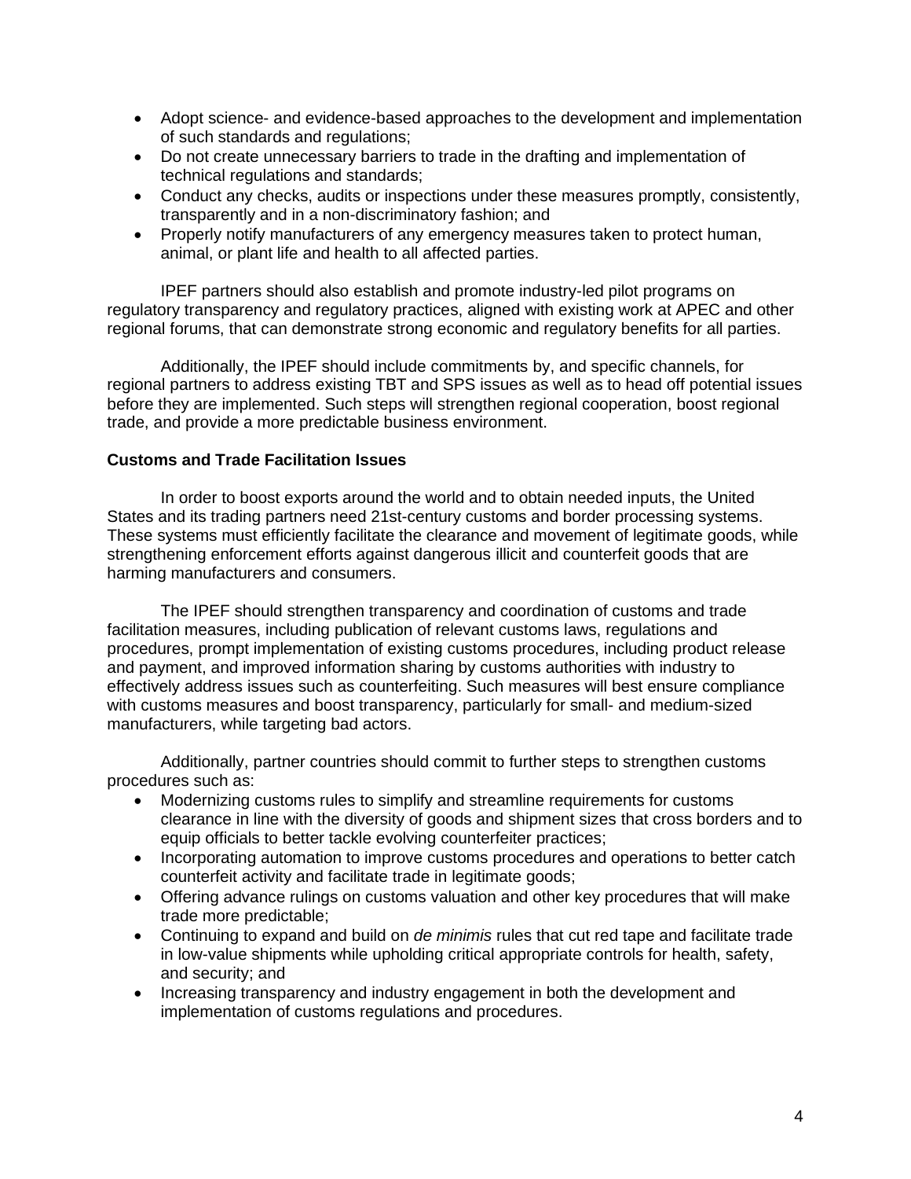- Adopt science- and evidence-based approaches to the development and implementation of such standards and regulations;
- Do not create unnecessary barriers to trade in the drafting and implementation of technical regulations and standards;
- Conduct any checks, audits or inspections under these measures promptly, consistently, transparently and in a non-discriminatory fashion; and
- Properly notify manufacturers of any emergency measures taken to protect human, animal, or plant life and health to all affected parties.

IPEF partners should also establish and promote industry-led pilot programs on regulatory transparency and regulatory practices, aligned with existing work at APEC and other regional forums, that can demonstrate strong economic and regulatory benefits for all parties.

Additionally, the IPEF should include commitments by, and specific channels, for regional partners to address existing TBT and SPS issues as well as to head off potential issues before they are implemented. Such steps will strengthen regional cooperation, boost regional trade, and provide a more predictable business environment.

**Customs and Trade Facilitation Issues**

In order to boost exports around the world and to obtain needed inputs, the United States and its trading partners need 21st-century customs and border processing systems. These systems must efficiently facilitate the clearance and movement of legitimate goods, while strengthening enforcement efforts against dangerous illicit and counterfeit goods that are harming manufacturers and consumers.

The IPEF should strengthen transparency and coordination of customs and trade facilitation measures, including publication of relevant customs laws, regulations and procedures, prompt implementation of existing customs procedures, including product release and payment, and improved information sharing by customs authorities with industry to effectively address issues such as counterfeiting. Such measures will best ensure compliance with customs measures and boost transparency, particularly for small- and medium-sized manufacturers, while targeting bad actors.

Additionally, partner countries should commit to further steps to strengthen customs procedures such as:

- Modernizing customs rules to simplify and streamline requirements for customs clearance in line with the diversity of goods and shipment sizes that cross borders and to equip officials to better tackle evolving counterfeiter practices;
- Incorporating automation to improve customs procedures and operations to better catch counterfeit activity and facilitate trade in legitimate goods;
- Offering advance rulings on customs valuation and other key procedures that will make trade more predictable;
- Continuing to expand and build on *de minimis* rules that cut red tape and facilitate trade in low-value shipments while upholding critical appropriate controls for health, safety, and security; and
- Increasing transparency and industry engagement in both the development and implementation of customs regulations and procedures.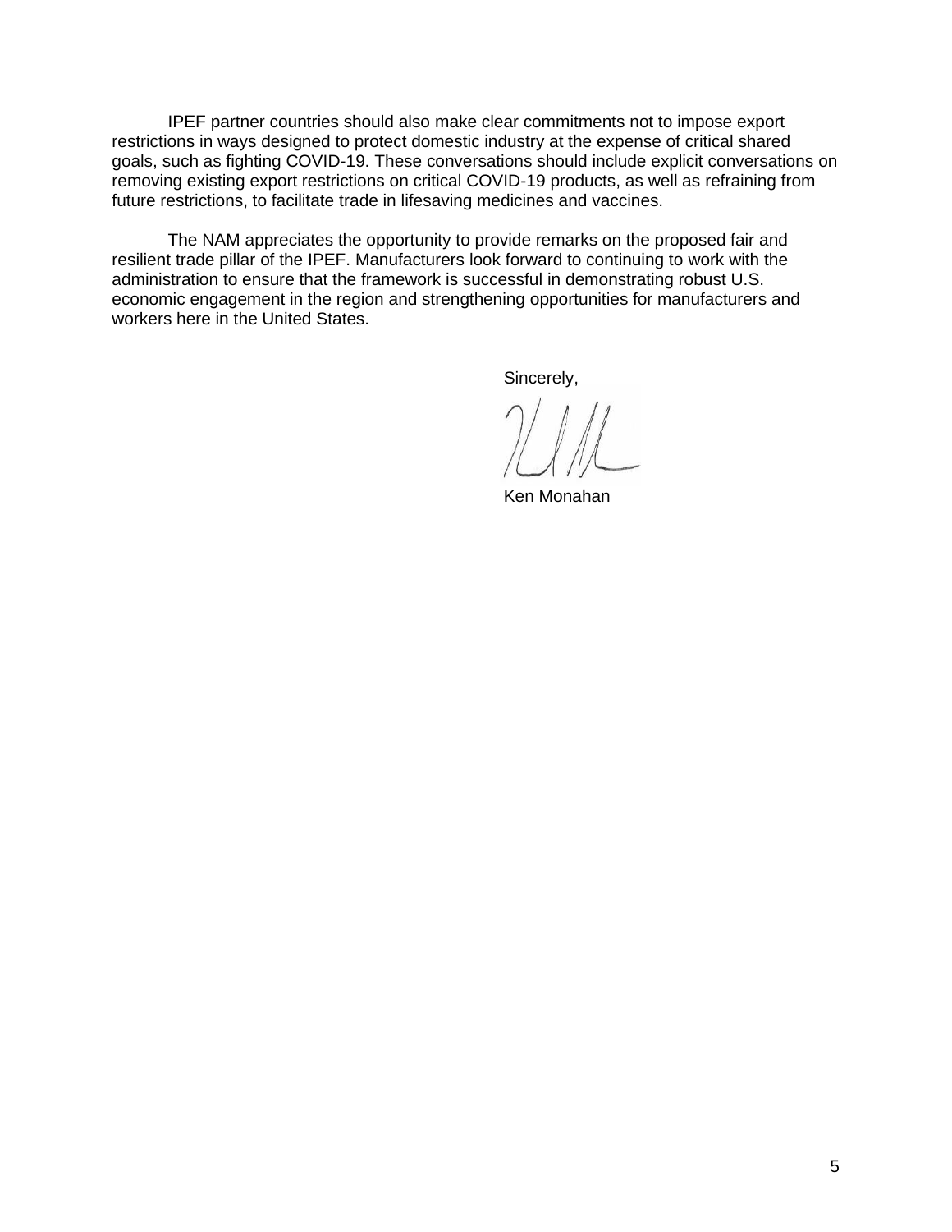IPEF partner countries should also make clear commitments not to impose export restrictions in ways designed to protect domestic industry at the expense of critical shared goals, such as fighting COVID-19. These conversations should include explicit conversations on removing existing export restrictions on critical COVID-19 products, as well as refraining from future restrictions, to facilitate trade in lifesaving medicines and vaccines.

The NAM appreciates the opportunity to provide remarks on the proposed fair and resilient trade pillar of the IPEF. Manufacturers look forward to continuing to work with the administration to ensure that the framework is successful in demonstrating robust U.S. economic engagement in the region and strengthening opportunities for manufacturers and workers here in the United States.

Sincerely,

Ken Monahan